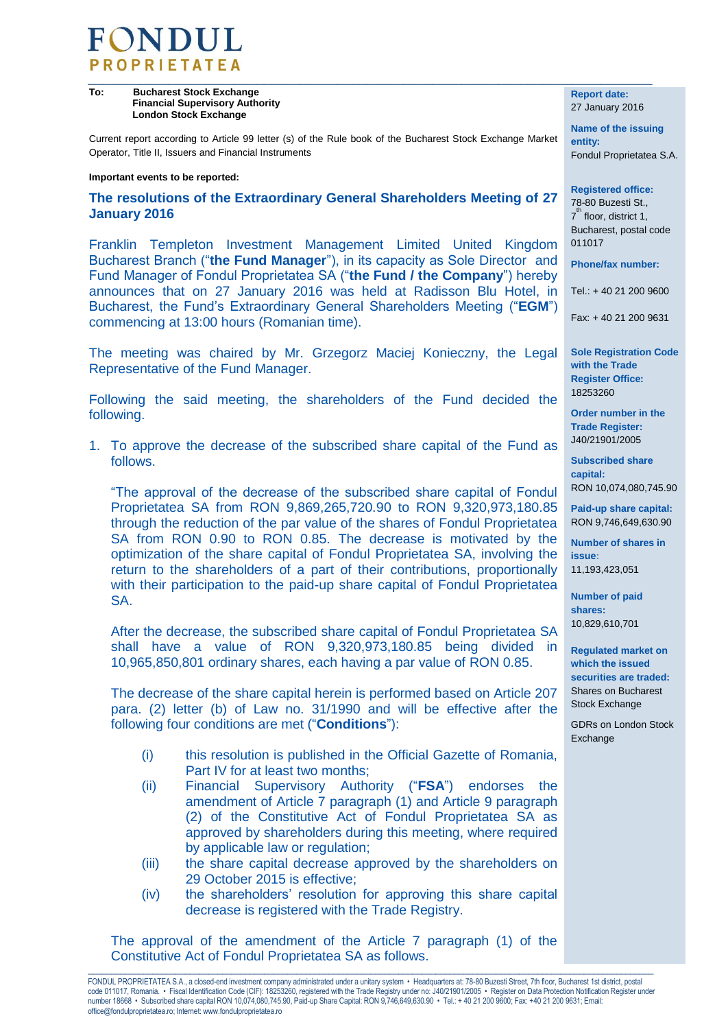# FONDUL PROPRIETATEA

**To:** **Bucharest Stock Exchange**
**Financial Supervisory Authority**
**London Stock Exchange**

Current report according to Article 99 letter (s) of the Rule book of the Bucharest Stock Exchange Market Operator, Title II, Issuers and Financial Instruments

**Important events to be reported:**

## The resolutions of the Extraordinary General Shareholders Meeting of 27 January 2016

Franklin Templeton Investment Management Limited United Kingdom Bucharest Branch ("**the Fund Manager**"), in its capacity as Sole Director and Fund Manager of Fondul Proprietatea SA ("**the Fund / the Company**") hereby announces that on 27 January 2016 was held at Radisson Blu Hotel, in Bucharest, the Fund's Extraordinary General Shareholders Meeting ("**EGM**") commencing at 13:00 hours (Romanian time).

The meeting was chaired by Mr. Grzegorz Maciej Konieczny, the Legal Representative of the Fund Manager.

Following the said meeting, the shareholders of the Fund decided the following.

1. To approve the decrease of the subscribed share capital of the Fund as follows.

   "The approval of the decrease of the subscribed share capital of Fondul Proprietatea SA from RON 9,869,265,720.90 to RON 9,320,973,180.85 through the reduction of the par value of the shares of Fondul Proprietatea SA from RON 0.90 to RON 0.85. The decrease is motivated by the optimization of the share capital of Fondul Proprietatea SA, involving the return to the shareholders of a part of their contributions, proportionally with their participation to the paid-up share capital of Fondul Proprietatea SA.

   After the decrease, the subscribed share capital of Fondul Proprietatea SA shall have a value of RON 9,320,973,180.85 being divided in 10,965,850,801 ordinary shares, each having a par value of RON 0.85.

   The decrease of the share capital herein is performed based on Article 207 para. (2) letter (b) of Law no. 31/1990 and will be effective after the following four conditions are met ("**Conditions**"):

   (i) this resolution is published in the Official Gazette of Romania, Part IV for at least two months;
   (ii) Financial Supervisory Authority ("**FSA**") endorses the amendment of Article 7 paragraph (1) and Article 9 paragraph (2) of the Constitutive Act of Fondul Proprietatea SA as approved by shareholders during this meeting, where required by applicable law or regulation;
   (iii) the share capital decrease approved by the shareholders on 29 October 2015 is effective;
   (iv) the shareholders' resolution for approving this share capital decrease is registered with the Trade Registry.

   The approval of the amendment of the Article 7 paragraph (1) of the Constitutive Act of Fondul Proprietatea SA as follows.

---

**Report date:**
27 January 2016

**Name of the issuing entity:**
Fondul Proprietatea S.A.

**Registered office:**
78-80 Buzesti St., 7th floor, district 1, Bucharest, postal code 011017

**Phone/fax number:**

Tel.: + 40 21 200 9600

Fax: + 40 21 200 9631

**Sole Registration Code with the Trade Register Office:**
18253260

**Order number in the Trade Register:**
J40/21901/2005

**Subscribed share capital:**
RON 10,074,080,745.90

**Paid-up share capital:**
RON 9,746,649,630.90

**Number of shares in issue:**
11,193,423,051

**Number of paid shares:**
10,829,610,701

**Regulated market on which the issued securities are traded:**
Shares on Bucharest Stock Exchange

GDRs on London Stock Exchange

---

FONDUL PROPRIETATEA S.A., a closed-end investment company administrated under a unitary system • Headquarters at: 78-80 Buzesti Street, 7th floor, Bucharest 1st district, postal code 011017, Romania. • Fiscal Identification Code (CIF): 18253260, registered with the Trade Registry under no: J40/21901/2005 • Register on Data Protection Notification Register under number 18668 • Subscribed share capital RON 10,074,080,745.90, Paid-up Share Capital: RON 9,746,649,630.90 • Tel.: + 40 21 200 9600; Fax: +40 21 200 9631; Email: office@fondulproprietatea.ro; Internet: www.fondulproprietatea.ro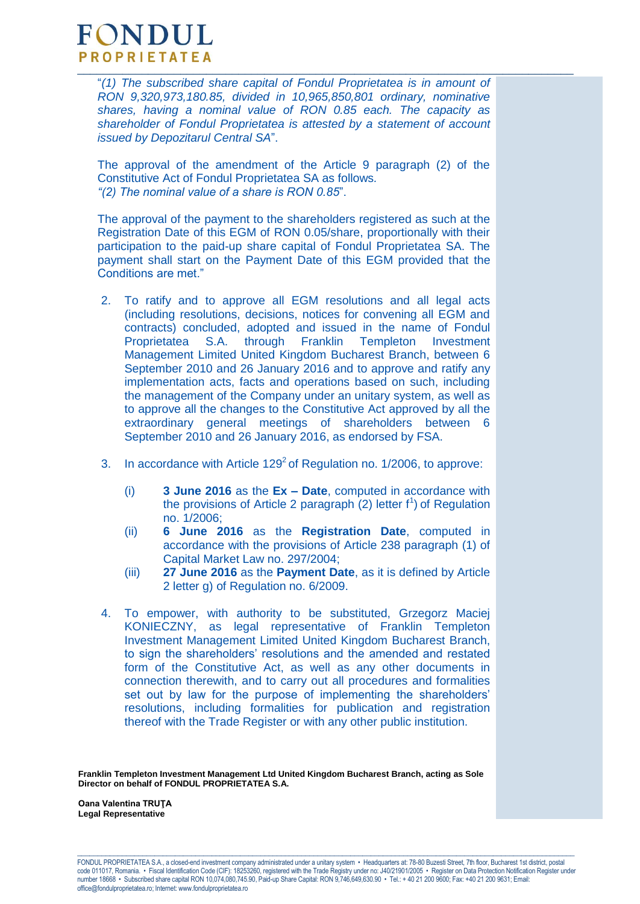"*(1) The subscribed share capital of Fondul Proprietatea is in amount of RON 9,320,973,180.85, divided in 10,965,850,801 ordinary, nominative shares, having a nominal value of RON 0.85 each. The capacity as shareholder of Fondul Proprietatea is attested by a statement of account issued by Depozitarul Central SA*".

The approval of the amendment of the Article 9 paragraph (2) of the Constitutive Act of Fondul Proprietatea SA as follows.
*"(2) The nominal value of a share is RON 0.85*".

The approval of the payment to the shareholders registered as such at the Registration Date of this EGM of RON 0.05/share, proportionally with their participation to the paid-up share capital of Fondul Proprietatea SA. The payment shall start on the Payment Date of this EGM provided that the Conditions are met."

2. To ratify and to approve all EGM resolutions and all legal acts (including resolutions, decisions, notices for convening all EGM and contracts) concluded, adopted and issued in the name of Fondul Proprietatea S.A. through Franklin Templeton Investment Management Limited United Kingdom Bucharest Branch, between 6 September 2010 and 26 January 2016 and to approve and ratify any implementation acts, facts and operations based on such, including the management of the Company under an unitary system, as well as to approve all the changes to the Constitutive Act approved by all the extraordinary general meetings of shareholders between 6 September 2010 and 26 January 2016, as endorsed by FSA.

3. In accordance with Article $129^2$ of Regulation no. 1/2006, to approve:

   (i) **3 June 2016** as the **Ex – Date**, computed in accordance with the provisions of Article 2 paragraph (2) letter $f^1$) of Regulation no. 1/2006;
   
   (ii) **6 June 2016** as the **Registration Date**, computed in accordance with the provisions of Article 238 paragraph (1) of Capital Market Law no. 297/2004;
   
   (iii) **27 June 2016** as the **Payment Date**, as it is defined by Article 2 letter g) of Regulation no. 6/2009.

4. To empower, with authority to be substituted, Grzegorz Maciej KONIECZNY, as legal representative of Franklin Templeton Investment Management Limited United Kingdom Bucharest Branch, to sign the shareholders' resolutions and the amended and restated form of the Constitutive Act, as well as any other documents in connection therewith, and to carry out all procedures and formalities set out by law for the purpose of implementing the shareholders' resolutions, including formalities for publication and registration thereof with the Trade Register or with any other public institution.

**Franklin Templeton Investment Management Ltd United Kingdom Bucharest Branch, acting as Sole Director on behalf of FONDUL PROPRIETATEA S.A.**

**Oana Valentina TRUŢA**
**Legal Representative**